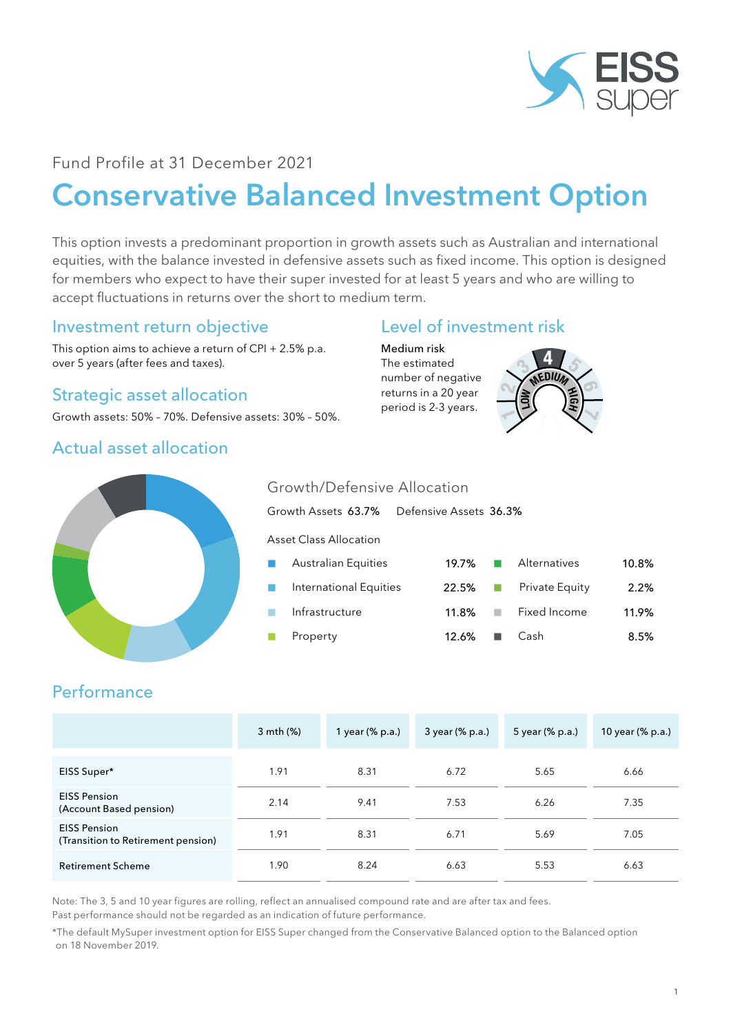Fund Profile at 31 December 2021

# Conservative Balanced Investment Option

This option invests a predominant proportion in growth assets such as Australian and international equities, with the balance invested in defensive assets such as fixed income. This option is designed for members who expect to have their super invested for at least 5 years and who are willing to accept fluctuations in returns over the short to medium term.

## Investment return objective

This option aims to achieve a return of CPI + 2.5% p.a. over 5 years (after fees and taxes).

## Strategic asset allocation

Growth assets: 50% – 70%. Defensive assets: 30% – 50%.

## Level of investment risk

**Medium risk**
The estimated number of negative returns in a 20 year period is 2-3 years.

## Actual asset allocation

### Growth/Defensive Allocation

Growth Assets 63.7% Defensive Assets 36.3%

Asset Class Allocation

| Asset Class | % | Asset Class | % |
|---|---|---|---|
| Australian Equities | 19.7% | Alternatives | 10.8% |
| International Equities | 22.5% | Private Equity | 2.2% |
| Infrastructure | 11.8% | Fixed Income | 11.9% |
| Property | 12.6% | Cash | 8.5% |

## Performance

| | 3 mth (%) | 1 year (% p.a.) | 3 year (% p.a.) | 5 year (% p.a.) | 10 year (% p.a.) |
|---|---|---|---|---|---|
| EISS Super* | 1.91 | 8.31 | 6.72 | 5.65 | 6.66 |
| EISS Pension (Account Based pension) | 2.14 | 9.41 | 7.53 | 6.26 | 7.35 |
| EISS Pension (Transition to Retirement pension) | 1.91 | 8.31 | 6.71 | 5.69 | 7.05 |
| Retirement Scheme | 1.90 | 8.24 | 6.63 | 5.53 | 6.63 |

Note: The 3, 5 and 10 year figures are rolling, reflect an annualised compound rate and are after tax and fees.
Past performance should not be regarded as an indication of future performance.

*The default MySuper investment option for EISS Super changed from the Conservative Balanced option to the Balanced option on 18 November 2019.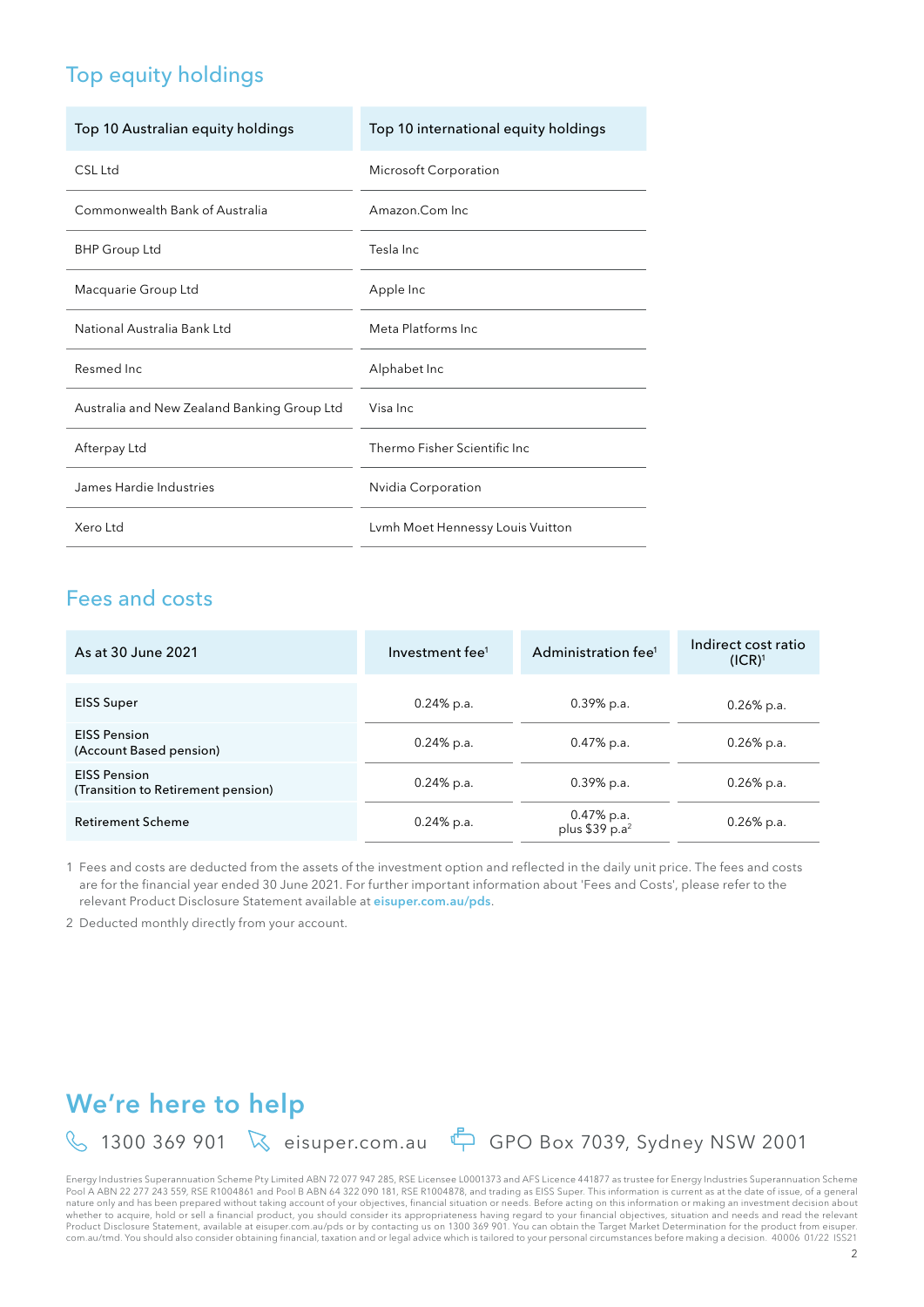## Top equity holdings

| Top 10 Australian equity holdings | Top 10 international equity holdings |
|---|---|
| CSL Ltd | Microsoft Corporation |
| Commonwealth Bank of Australia | Amazon.Com Inc |
| BHP Group Ltd | Tesla Inc |
| Macquarie Group Ltd | Apple Inc |
| National Australia Bank Ltd | Meta Platforms Inc |
| Resmed Inc | Alphabet Inc |
| Australia and New Zealand Banking Group Ltd | Visa Inc |
| Afterpay Ltd | Thermo Fisher Scientific Inc |
| James Hardie Industries | Nvidia Corporation |
| Xero Ltd | Lvmh Moet Hennessy Louis Vuitton |

## Fees and costs

| As at 30 June 2021 | Investment fee[1] | Administration fee[1] | Indirect cost ratio (ICR)[1] |
|---|---|---|---|
| EISS Super | 0.24% p.a. | 0.39% p.a. | 0.26% p.a. |
| EISS Pension (Account Based pension) | 0.24% p.a. | 0.47% p.a. | 0.26% p.a. |
| EISS Pension (Transition to Retirement pension) | 0.24% p.a. | 0.39% p.a. | 0.26% p.a. |
| Retirement Scheme | 0.24% p.a. | 0.47% p.a. plus $39 p.a[2] | 0.26% p.a. |

1 Fees and costs are deducted from the assets of the investment option and reflected in the daily unit price. The fees and costs are for the financial year ended 30 June 2021. For further important information about 'Fees and Costs', please refer to the relevant Product Disclosure Statement available at **eisuper.com.au/pds**.

2 Deducted monthly directly from your account.

## We're here to help

1300 369 901 | eisuper.com.au | GPO Box 7039, Sydney NSW 2001

Energy Industries Superannuation Scheme Pty Limited ABN 72 077 947 285, RSE Licensee L0001373 and AFS Licence 441877 as trustee for Energy Industries Superannuation Scheme Pool A ABN 22 277 243 559, RSE R1004861 and Pool B ABN 64 322 090 181, RSE R1004878, and trading as EISS Super. This information is current as at the date of issue, of a general nature only and has been prepared without taking account of your objectives, financial situation or needs. Before acting on this information or making an investment decision about whether to acquire, hold or sell a financial product, you should consider its appropriateness having regard to your financial objectives, situation and needs and read the relevant Product Disclosure Statement, available at eisuper.com.au/pds or by contacting us on 1300 369 901. You can obtain the Target Market Determination for the product from eisuper.com.au/tmd. You should also consider obtaining financial, taxation and or legal advice which is tailored to your personal circumstances before making a decision. 40006 01/22 ISS21